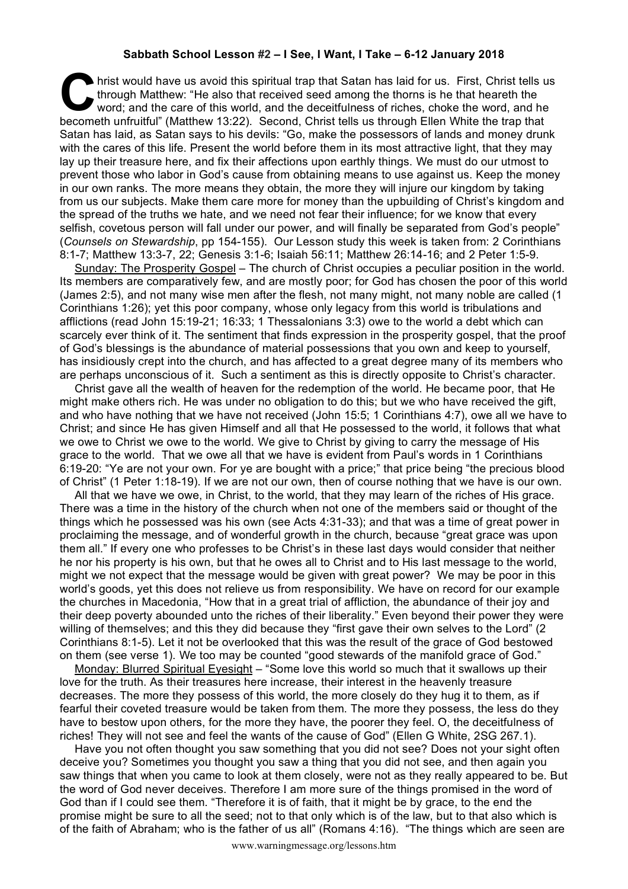**Sabbath School Lesson #2 – I See, I Want, I Take – 6-12 January 2018**

Christ would have us avoid this spiritual trap that Satan has laid for us. First, Christ tells us through Matthew: "He also that received seed among the thorns is he that heareth the word; and the care of this world, and the deceitfulness of riches, choke the word, and he becometh unfruitful" (Matthew 13:22). Second, Christ tells us through Ellen White the trap that Satan has laid, as Satan says to his devils: "Go, make the possessors of lands and money drunk with the cares of this life. Present the world before them in its most attractive light, that they may lay up their treasure here, and fix their affections upon earthly things. We must do our utmost to prevent those who labor in God's cause from obtaining means to use against us. Keep the money in our own ranks. The more means they obtain, the more they will injure our kingdom by taking from us our subjects. Make them care more for money than the upbuilding of Christ's kingdom and the spread of the truths we hate, and we need not fear their influence; for we know that every selfish, covetous person will fall under our power, and will finally be separated from God's people" (*Counsels on Stewardship*, pp 154-155). Our Lesson study this week is taken from: 2 Corinthians 8:1-7; Matthew 13:3-7, 22; Genesis 3:1-6; Isaiah 56:11; Matthew 26:14-16; and 2 Peter 1:5-9.

Sunday: The Prosperity Gospel – The church of Christ occupies a peculiar position in the world. Its members are comparatively few, and are mostly poor; for God has chosen the poor of this world (James 2:5), and not many wise men after the flesh, not many might, not many noble are called (1 Corinthians 1:26); yet this poor company, whose only legacy from this world is tribulations and afflictions (read John 15:19-21; 16:33; 1 Thessalonians 3:3) owe to the world a debt which can scarcely ever think of it. The sentiment that finds expression in the prosperity gospel, that the proof of God's blessings is the abundance of material possessions that you own and keep to yourself, has insidiously crept into the church, and has affected to a great degree many of its members who are perhaps unconscious of it. Such a sentiment as this is directly opposite to Christ's character.

Christ gave all the wealth of heaven for the redemption of the world. He became poor, that He might make others rich. He was under no obligation to do this; but we who have received the gift, and who have nothing that we have not received (John 15:5; 1 Corinthians 4:7), owe all we have to Christ; and since He has given Himself and all that He possessed to the world, it follows that what we owe to Christ we owe to the world. We give to Christ by giving to carry the message of His grace to the world. That we owe all that we have is evident from Paul's words in 1 Corinthians 6:19-20: "Ye are not your own. For ye are bought with a price;" that price being "the precious blood of Christ" (1 Peter 1:18-19). If we are not our own, then of course nothing that we have is our own.

All that we have we owe, in Christ, to the world, that they may learn of the riches of His grace. There was a time in the history of the church when not one of the members said or thought of the things which he possessed was his own (see Acts 4:31-33); and that was a time of great power in proclaiming the message, and of wonderful growth in the church, because "great grace was upon them all." If every one who professes to be Christ's in these last days would consider that neither he nor his property is his own, but that he owes all to Christ and to His last message to the world, might we not expect that the message would be given with great power? We may be poor in this world's goods, yet this does not relieve us from responsibility. We have on record for our example the churches in Macedonia, "How that in a great trial of affliction, the abundance of their joy and their deep poverty abounded unto the riches of their liberality." Even beyond their power they were willing of themselves; and this they did because they "first gave their own selves to the Lord" (2 Corinthians 8:1-5). Let it not be overlooked that this was the result of the grace of God bestowed on them (see verse 1). We too may be counted "good stewards of the manifold grace of God."

Monday: Blurred Spiritual Eyesight – "Some love this world so much that it swallows up their love for the truth. As their treasures here increase, their interest in the heavenly treasure decreases. The more they possess of this world, the more closely do they hug it to them, as if fearful their coveted treasure would be taken from them. The more they possess, the less do they have to bestow upon others, for the more they have, the poorer they feel. O, the deceitfulness of riches! They will not see and feel the wants of the cause of God" (Ellen G White, 2SG 267.1).

Have you not often thought you saw something that you did not see? Does not your sight often deceive you? Sometimes you thought you saw a thing that you did not see, and then again you saw things that when you came to look at them closely, were not as they really appeared to be. But the word of God never deceives. Therefore I am more sure of the things promised in the word of God than if I could see them. "Therefore it is of faith, that it might be by grace, to the end the promise might be sure to all the seed; not to that only which is of the law, but to that also which is of the faith of Abraham; who is the father of us all" (Romans 4:16). "The things which are seen are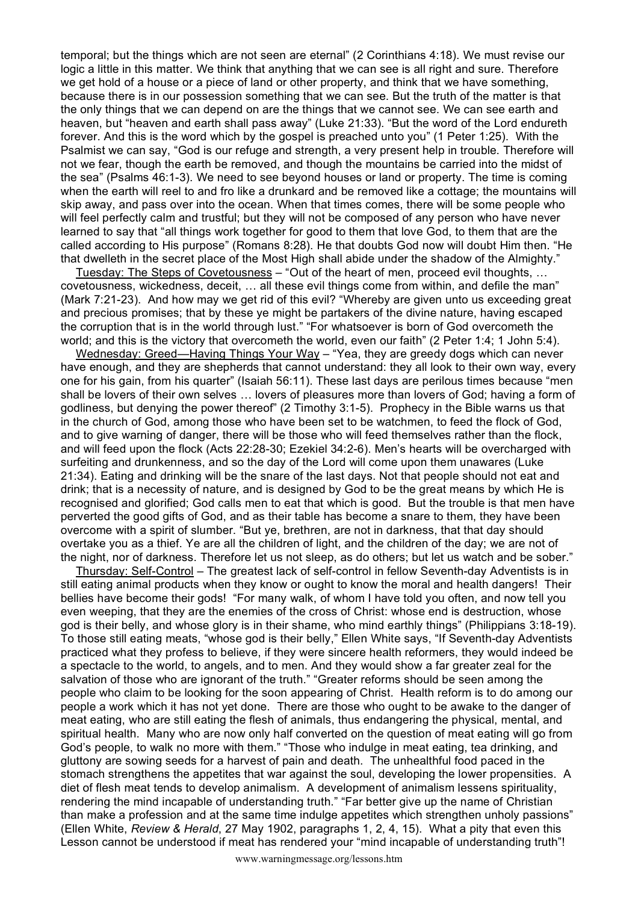temporal; but the things which are not seen are eternal" (2 Corinthians 4:18). We must revise our logic a little in this matter. We think that anything that we can see is all right and sure. Therefore we get hold of a house or a piece of land or other property, and think that we have something, because there is in our possession something that we can see. But the truth of the matter is that the only things that we can depend on are the things that we cannot see. We can see earth and heaven, but "heaven and earth shall pass away" (Luke 21:33). "But the word of the Lord endureth forever. And this is the word which by the gospel is preached unto you" (1 Peter 1:25). With the Psalmist we can say, "God is our refuge and strength, a very present help in trouble. Therefore will not we fear, though the earth be removed, and though the mountains be carried into the midst of the sea" (Psalms 46:1-3). We need to see beyond houses or land or property. The time is coming when the earth will reel to and fro like a drunkard and be removed like a cottage; the mountains will skip away, and pass over into the ocean. When that times comes, there will be some people who will feel perfectly calm and trustful; but they will not be composed of any person who have never learned to say that "all things work together for good to them that love God, to them that are the called according to His purpose" (Romans 8:28). He that doubts God now will doubt Him then. "He that dwelleth in the secret place of the Most High shall abide under the shadow of the Almighty."

Tuesday: The Steps of Covetousness – "Out of the heart of men, proceed evil thoughts, … covetousness, wickedness, deceit, … all these evil things come from within, and defile the man" (Mark 7:21-23). And how may we get rid of this evil? "Whereby are given unto us exceeding great and precious promises; that by these ye might be partakers of the divine nature, having escaped the corruption that is in the world through lust." "For whatsoever is born of God overcometh the world; and this is the victory that overcometh the world, even our faith" (2 Peter 1:4; 1 John 5:4).

Wednesday: Greed—Having Things Your Way – "Yea, they are greedy dogs which can never have enough, and they are shepherds that cannot understand: they all look to their own way, every one for his gain, from his quarter" (Isaiah 56:11). These last days are perilous times because "men shall be lovers of their own selves … lovers of pleasures more than lovers of God; having a form of godliness, but denying the power thereof" (2 Timothy 3:1-5). Prophecy in the Bible warns us that in the church of God, among those who have been set to be watchmen, to feed the flock of God, and to give warning of danger, there will be those who will feed themselves rather than the flock, and will feed upon the flock (Acts 22:28-30; Ezekiel 34:2-6). Men's hearts will be overcharged with surfeiting and drunkenness, and so the day of the Lord will come upon them unawares (Luke 21:34). Eating and drinking will be the snare of the last days. Not that people should not eat and drink; that is a necessity of nature, and is designed by God to be the great means by which He is recognised and glorified; God calls men to eat that which is good. But the trouble is that men have perverted the good gifts of God, and as their table has become a snare to them, they have been overcome with a spirit of slumber. "But ye, brethren, are not in darkness, that that day should overtake you as a thief. Ye are all the children of light, and the children of the day; we are not of the night, nor of darkness. Therefore let us not sleep, as do others; but let us watch and be sober."

Thursday: Self-Control – The greatest lack of self-control in fellow Seventh-day Adventists is in still eating animal products when they know or ought to know the moral and health dangers! Their bellies have become their gods! "For many walk, of whom I have told you often, and now tell you even weeping, that they are the enemies of the cross of Christ: whose end is destruction, whose god is their belly, and whose glory is in their shame, who mind earthly things" (Philippians 3:18-19). To those still eating meats, "whose god is their belly," Ellen White says, "If Seventh-day Adventists practiced what they profess to believe, if they were sincere health reformers, they would indeed be a spectacle to the world, to angels, and to men. And they would show a far greater zeal for the salvation of those who are ignorant of the truth." "Greater reforms should be seen among the people who claim to be looking for the soon appearing of Christ. Health reform is to do among our people a work which it has not yet done. There are those who ought to be awake to the danger of meat eating, who are still eating the flesh of animals, thus endangering the physical, mental, and spiritual health. Many who are now only half converted on the question of meat eating will go from God's people, to walk no more with them." "Those who indulge in meat eating, tea drinking, and gluttony are sowing seeds for a harvest of pain and death. The unhealthful food paced in the stomach strengthens the appetites that war against the soul, developing the lower propensities. A diet of flesh meat tends to develop animalism. A development of animalism lessens spirituality, rendering the mind incapable of understanding truth." "Far better give up the name of Christian than make a profession and at the same time indulge appetites which strengthen unholy passions" (Ellen White, *Review & Herald*, 27 May 1902, paragraphs 1, 2, 4, 15). What a pity that even this Lesson cannot be understood if meat has rendered your "mind incapable of understanding truth"!

www.warningmessage.org/lessons.htm